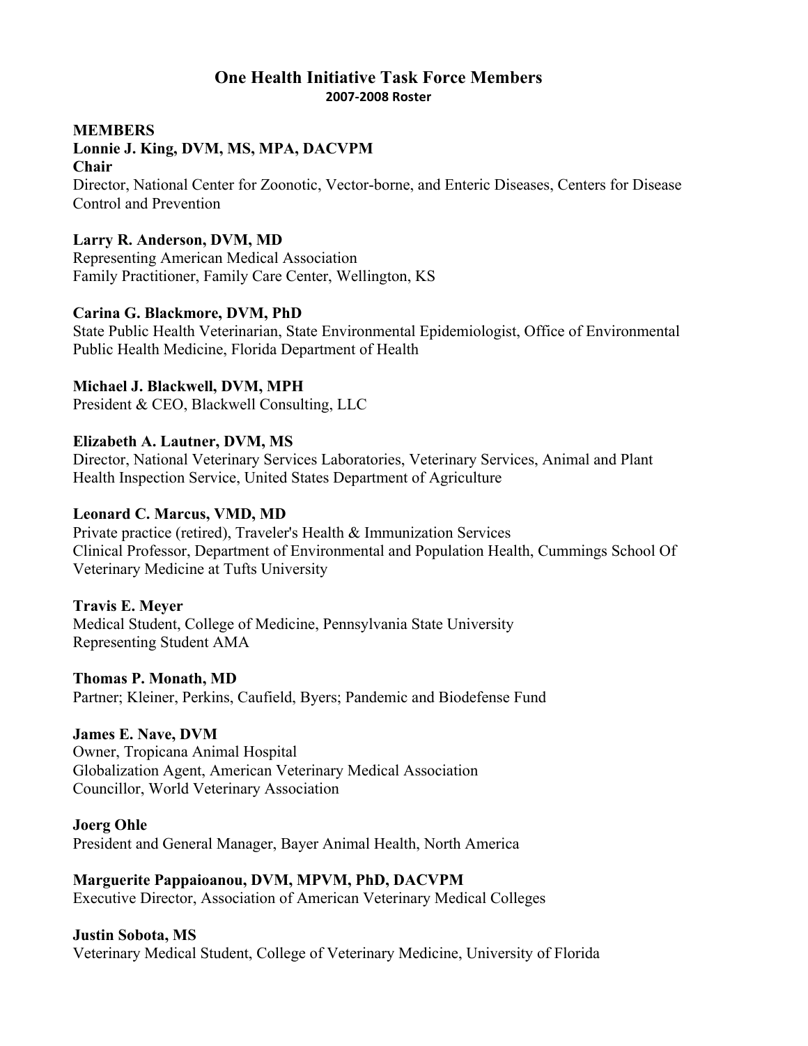# One Health Initiative Task Force Members

**2007-2008 Roster**

**MEMBERS**

**Lonnie J. King, DVM, MS, MPA, DACVPM**
**Chair**
Director, National Center for Zoonotic, Vector-borne, and Enteric Diseases, Centers for Disease Control and Prevention

**Larry R. Anderson, DVM, MD**
Representing American Medical Association
Family Practitioner, Family Care Center, Wellington, KS

**Carina G. Blackmore, DVM, PhD**
State Public Health Veterinarian, State Environmental Epidemiologist, Office of Environmental Public Health Medicine, Florida Department of Health

**Michael J. Blackwell, DVM, MPH**
President & CEO, Blackwell Consulting, LLC

**Elizabeth A. Lautner, DVM, MS**
Director, National Veterinary Services Laboratories, Veterinary Services, Animal and Plant Health Inspection Service, United States Department of Agriculture

**Leonard C. Marcus, VMD, MD**
Private practice (retired), Traveler's Health & Immunization Services
Clinical Professor, Department of Environmental and Population Health, Cummings School Of Veterinary Medicine at Tufts University

**Travis E. Meyer**
Medical Student, College of Medicine, Pennsylvania State University
Representing Student AMA

**Thomas P. Monath, MD**
Partner; Kleiner, Perkins, Caufield, Byers; Pandemic and Biodefense Fund

**James E. Nave, DVM**
Owner, Tropicana Animal Hospital
Globalization Agent, American Veterinary Medical Association
Councillor, World Veterinary Association

**Joerg Ohle**
President and General Manager, Bayer Animal Health, North America

**Marguerite Pappaioanou, DVM, MPVM, PhD, DACVPM**
Executive Director, Association of American Veterinary Medical Colleges

**Justin Sobota, MS**
Veterinary Medical Student, College of Veterinary Medicine, University of Florida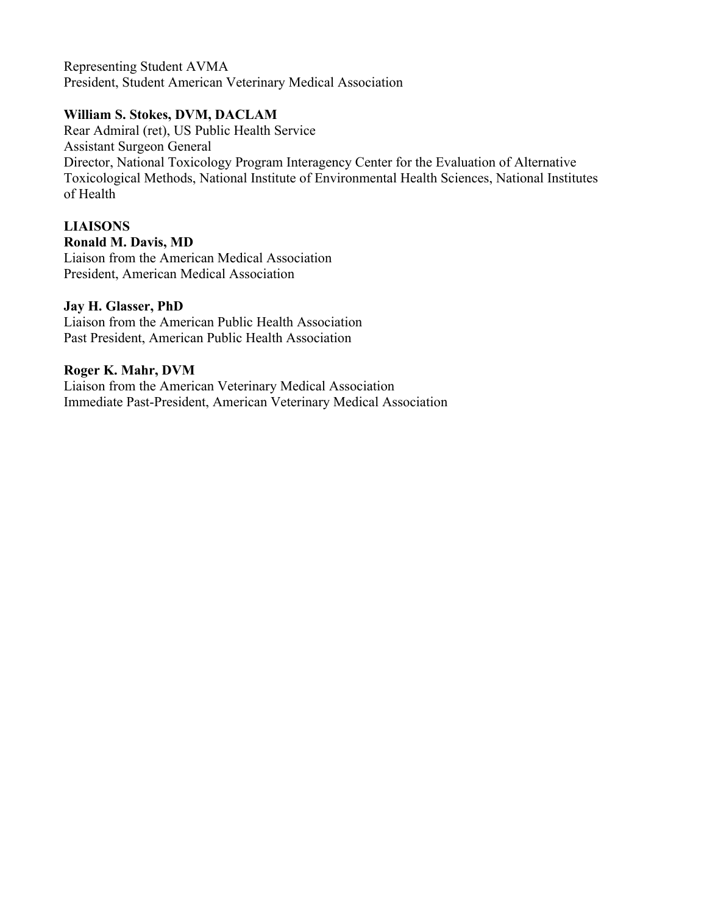Representing Student AVMA
President, Student American Veterinary Medical Association

**William S. Stokes, DVM, DACLAM**
Rear Admiral (ret), US Public Health Service
Assistant Surgeon General
Director, National Toxicology Program Interagency Center for the Evaluation of Alternative Toxicological Methods, National Institute of Environmental Health Sciences, National Institutes of Health

**LIAISONS**

**Ronald M. Davis, MD**
Liaison from the American Medical Association
President, American Medical Association

**Jay H. Glasser, PhD**
Liaison from the American Public Health Association
Past President, American Public Health Association

**Roger K. Mahr, DVM**
Liaison from the American Veterinary Medical Association
Immediate Past-President, American Veterinary Medical Association